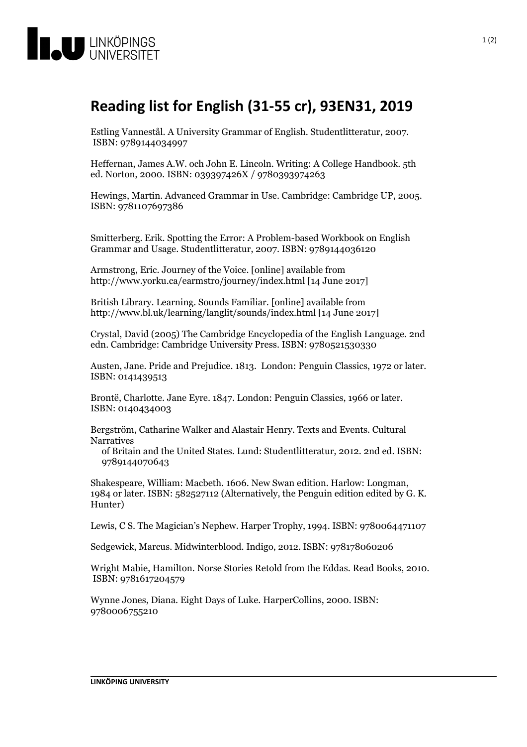# Reading list for English (31-55 cr), 93EN31, 2019

Estling Vannestål. A University Grammar of English. Studentlitteratur, 2007. ISBN: 9789144034997

Heffernan, James A.W. och John E. Lincoln. Writing: A College Handbook. 5th ed. Norton, 2000. ISBN: 039397426X / 9780393974263

Hewings, Martin. Advanced Grammar in Use. Cambridge: Cambridge UP, 2005. ISBN: 9781107697386

Smitterberg. Erik. Spotting the Error: A Problem-based Workbook on English Grammar and Usage. Studentlitteratur, 2007. ISBN: 9789144036120

Armstrong, Eric. Journey of the Voice. [online] available from http://www.yorku.ca/earmstro/journey/index.html [14 June 2017]

British Library. Learning. Sounds Familiar. [online] available from http://www.bl.uk/learning/langlit/sounds/index.html [14 June 2017]

Crystal, David (2005) The Cambridge Encyclopedia of the English Language. 2nd edn. Cambridge: Cambridge University Press. ISBN: 9780521530330

Austen, Jane. Pride and Prejudice. 1813. London: Penguin Classics, 1972 or later. ISBN: 0141439513

Brontë, Charlotte. Jane Eyre. 1847. London: Penguin Classics, 1966 or later. ISBN: 0140434003

Bergström, Catharine Walker and Alastair Henry. Texts and Events. Cultural Narratives of Britain and the United States. Lund: Studentlitteratur, 2012. 2nd ed. ISBN: 9789144070643

Shakespeare, William: Macbeth. 1606. New Swan edition. Harlow: Longman, 1984 or later. ISBN: 582527112 (Alternatively, the Penguin edition edited by G. K. Hunter)

Lewis, C S. The Magician's Nephew. Harper Trophy, 1994. ISBN: 9780064471107

Sedgewick, Marcus. Midwinterblood. Indigo, 2012. ISBN: 978178060206

Wright Mabie, Hamilton. Norse Stories Retold from the Eddas. Read Books, 2010. ISBN: 9781617204579

Wynne Jones, Diana. Eight Days of Luke. HarperCollins, 2000. ISBN: 9780006755210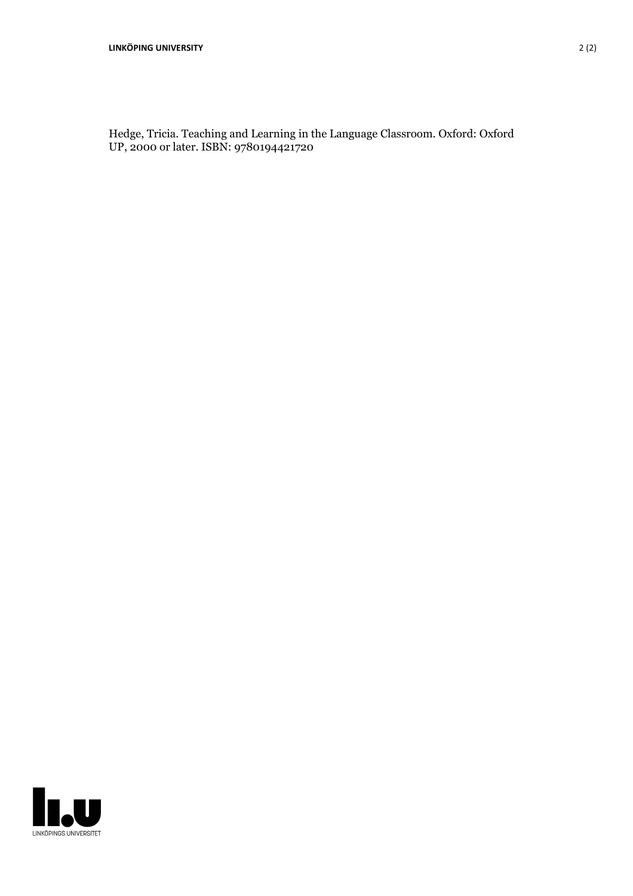Hedge, Tricia. Teaching and Learning in the Language Classroom. Oxford: Oxford UP, 2000 or later. ISBN: 9780194421720